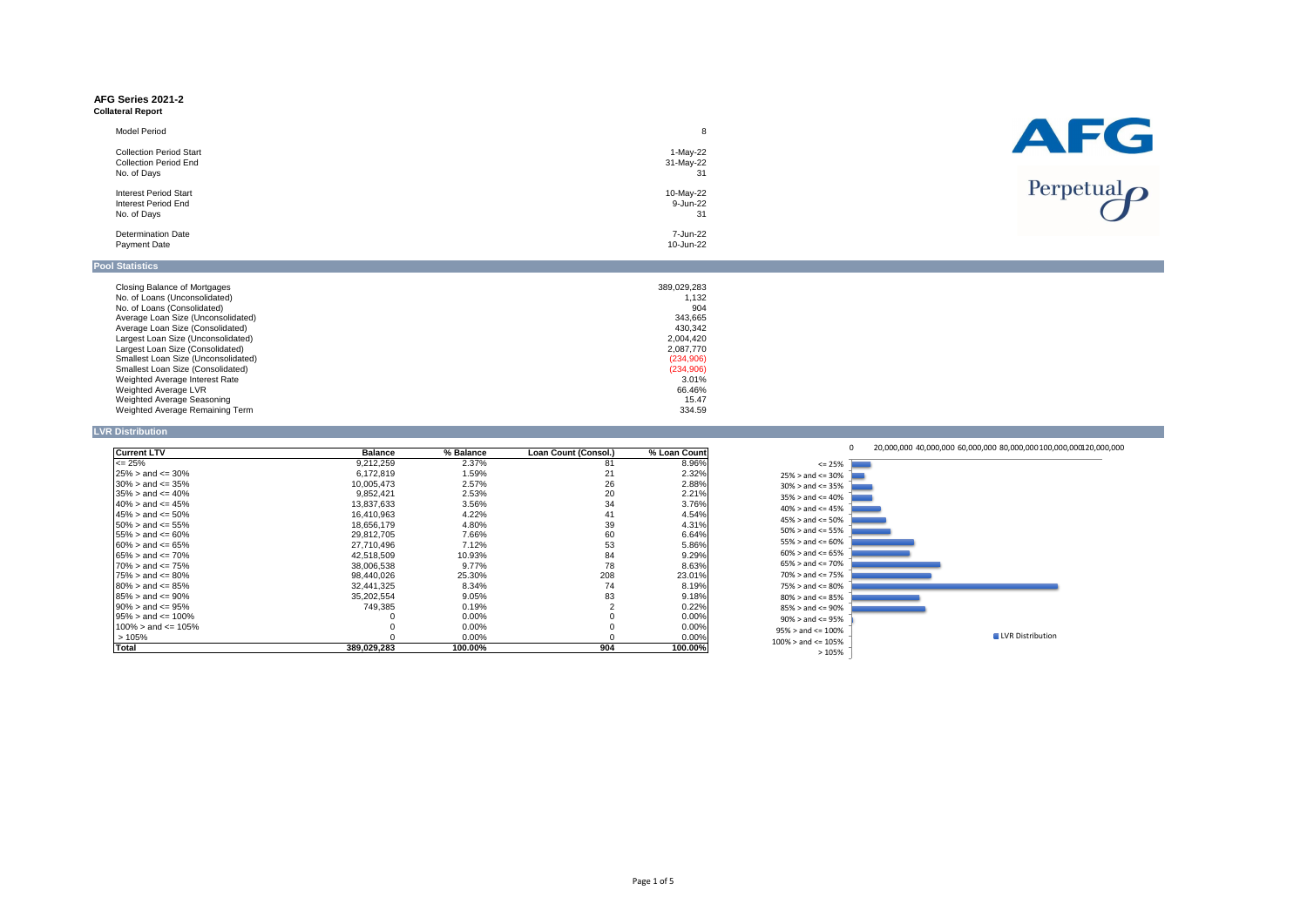# AFG Series 2021-2

**Collateral Report**

| | |
|---|---|
| Model Period | 8 |
| Collection Period Start | 1-May-22 |
| Collection Period End | 31-May-22 |
| No. of Days | 31 |
| Interest Period Start | 10-May-22 |
| Interest Period End | 9-Jun-22 |
| No. of Days | 31 |
| Determination Date | 7-Jun-22 |
| Payment Date | 10-Jun-22 |

AFG

Perpetual

## Pool Statistics

| | |
|---|---|
| Closing Balance of Mortgages | 389,029,283 |
| No. of Loans (Unconsolidated) | 1,132 |
| No. of Loans (Consolidated) | 904 |
| Average Loan Size (Unconsolidated) | 343,665 |
| Average Loan Size (Consolidated) | 430,342 |
| Largest Loan Size (Unconsolidated) | 2,004,420 |
| Largest Loan Size (Consolidated) | 2,087,770 |
| Smallest Loan Size (Unconsolidated) | (234,906) |
| Smallest Loan Size (Consolidated) | (234,906) |
| Weighted Average Interest Rate | 3.01% |
| Weighted Average LVR | 66.46% |
| Weighted Average Seasoning | 15.47 |
| Weighted Average Remaining Term | 334.59 |

## LVR Distribution

| Current LTV | Balance | % Balance | Loan Count (Consol.) | % Loan Count |
|---|---|---|---|---|
| <= 25% | 9,212,259 | 2.37% | 81 | 8.96% |
| 25% > and <= 30% | 6,172,819 | 1.59% | 21 | 2.32% |
| 30% > and <= 35% | 10,005,473 | 2.57% | 26 | 2.88% |
| 35% > and <= 40% | 9,852,421 | 2.53% | 20 | 2.21% |
| 40% > and <= 45% | 13,837,633 | 3.56% | 34 | 3.76% |
| 45% > and <= 50% | 16,410,963 | 4.22% | 41 | 4.54% |
| 50% > and <= 55% | 18,656,179 | 4.80% | 39 | 4.31% |
| 55% > and <= 60% | 29,812,705 | 7.66% | 60 | 6.64% |
| 60% > and <= 65% | 27,710,496 | 7.12% | 53 | 5.86% |
| 65% > and <= 70% | 42,518,509 | 10.93% | 84 | 9.29% |
| 70% > and <= 75% | 38,006,538 | 9.77% | 78 | 8.63% |
| 75% > and <= 80% | 98,440,026 | 25.30% | 208 | 23.01% |
| 80% > and <= 85% | 32,441,325 | 8.34% | 74 | 8.19% |
| 85% > and <= 90% | 35,202,554 | 9.05% | 83 | 9.18% |
| 90% > and <= 95% | 749,385 | 0.19% | 2 | 0.22% |
| 95% > and <= 100% | 0 | 0.00% | 0 | 0.00% |
| 100% > and <= 105% | 0 | 0.00% | 0 | 0.00% |
| > 105% | 0 | 0.00% | 0 | 0.00% |
| **Total** | **389,029,283** | **100.00%** | **904** | **100.00%** |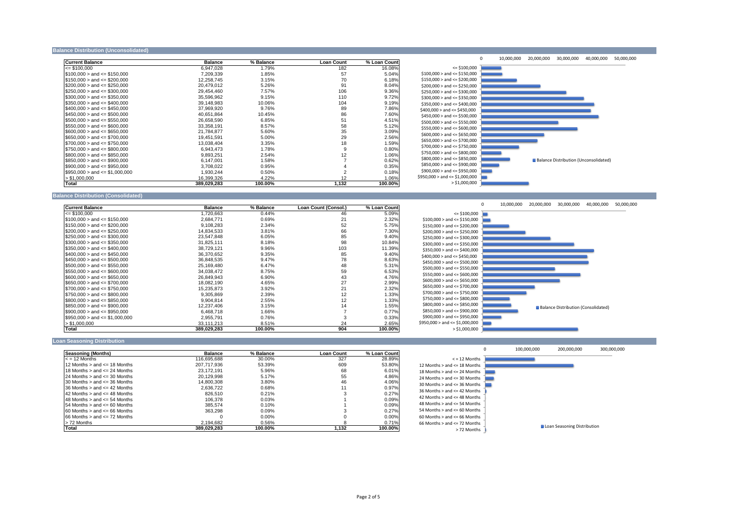## Balance Distribution (Unconsolidated)

| Current Balance | Balance | % Balance | Loan Count | % Loan Count |
|---|---|---|---|---|
| <= $100,000 | 6,947,028 | 1.79% | 182 | 16.08% |
| $100,000 > and <= $150,000 | 7,209,339 | 1.85% | 57 | 5.04% |
| $150,000 > and <= $200,000 | 12,258,745 | 3.15% | 70 | 6.18% |
| $200,000 > and <= $250,000 | 20,479,012 | 5.26% | 91 | 8.04% |
| $250,000 > and <= $300,000 | 29,454,460 | 7.57% | 106 | 9.36% |
| $300,000 > and <= $350,000 | 35,596,962 | 9.15% | 110 | 9.72% |
| $350,000 > and <= $400,000 | 39,148,983 | 10.06% | 104 | 9.19% |
| $400,000 > and <= $450,000 | 37,969,920 | 9.76% | 89 | 7.86% |
| $450,000 > and <= $500,000 | 40,651,864 | 10.45% | 86 | 7.60% |
| $500,000 > and <= $550,000 | 26,658,590 | 6.85% | 51 | 4.51% |
| $550,000 > and <= $600,000 | 33,358,191 | 8.57% | 58 | 5.12% |
| $600,000 > and <= $650,000 | 21,784,877 | 5.60% | 35 | 3.09% |
| $650,000 > and <= $700,000 | 19,451,591 | 5.00% | 29 | 2.56% |
| $700,000 > and <= $750,000 | 13,038,404 | 3.35% | 18 | 1.59% |
| $750,000 > and <= $800,000 | 6,943,473 | 1.78% | 9 | 0.80% |
| $800,000 > and <= $850,000 | 9,893,251 | 2.54% | 12 | 1.06% |
| $850,000 > and <= $900,000 | 6,147,001 | 1.58% | 7 | 0.62% |
| $900,000 > and <= $950,000 | 3,708,022 | 0.95% | 4 | 0.35% |
| $950,000 > and <= $1,000,000 | 1,930,244 | 0.50% | 2 | 0.18% |
| > $1,000,000 | 16,399,326 | 4.22% | 12 | 1.06% |
| **Total** | **389,029,283** | **100.00%** | **1,132** | **100.00%** |

## Balance Distribution (Consolidated)

| Current Balance | Balance | % Balance | Loan Count (Consol.) | % Loan Count |
|---|---|---|---|---|
| <= $100,000 | 1,720,663 | 0.44% | 46 | 5.09% |
| $100,000 > and <= $150,000 | 2,684,771 | 0.69% | 21 | 2.32% |
| $150,000 > and <= $200,000 | 9,108,283 | 2.34% | 52 | 5.75% |
| $200,000 > and <= $250,000 | 14,834,533 | 3.81% | 66 | 7.30% |
| $250,000 > and <= $300,000 | 23,547,848 | 6.05% | 85 | 9.40% |
| $300,000 > and <= $350,000 | 31,825,111 | 8.18% | 98 | 10.84% |
| $350,000 > and <= $400,000 | 38,729,121 | 9.96% | 103 | 11.39% |
| $400,000 > and <= $450,000 | 36,370,652 | 9.35% | 85 | 9.40% |
| $450,000 > and <= $500,000 | 36,848,535 | 9.47% | 78 | 8.63% |
| $500,000 > and <= $550,000 | 25,169,480 | 6.47% | 48 | 5.31% |
| $550,000 > and <= $600,000 | 34,038,472 | 8.75% | 59 | 6.53% |
| $600,000 > and <= $650,000 | 26,849,943 | 6.90% | 43 | 4.76% |
| $650,000 > and <= $700,000 | 18,082,190 | 4.65% | 27 | 2.99% |
| $700,000 > and <= $750,000 | 15,235,873 | 3.92% | 21 | 2.32% |
| $750,000 > and <= $800,000 | 9,305,869 | 2.39% | 12 | 1.33% |
| $800,000 > and <= $850,000 | 9,904,814 | 2.55% | 12 | 1.33% |
| $850,000 > and <= $900,000 | 12,237,406 | 3.15% | 14 | 1.55% |
| $900,000 > and <= $950,000 | 6,468,718 | 1.66% | 7 | 0.77% |
| $950,000 > and <= $1,000,000 | 2,955,791 | 0.76% | 3 | 0.33% |
| > $1,000,000 | 33,111,213 | 8.51% | 24 | 2.65% |
| **Total** | **389,029,283** | **100.00%** | **904** | **100.00%** |

## Loan Seasoning Distribution

| Seasoning (Months) | Balance | % Balance | Loan Count | % Loan Count |
|---|---|---|---|---|
| < = 12 Months | 116,695,688 | 30.00% | 327 | 28.89% |
| 12 Months > and <= 18 Months | 207,717,936 | 53.39% | 609 | 53.80% |
| 18 Months > and <= 24 Months | 23,172,191 | 5.96% | 68 | 6.01% |
| 24 Months > and <= 30 Months | 20,129,998 | 5.17% | 55 | 4.86% |
| 30 Months > and <= 36 Months | 14,800,308 | 3.80% | 46 | 4.06% |
| 36 Months > and <= 42 Months | 2,636,722 | 0.68% | 11 | 0.97% |
| 42 Months > and <= 48 Months | 826,510 | 0.21% | 3 | 0.27% |
| 48 Months > and <= 54 Months | 106,378 | 0.03% | 1 | 0.09% |
| 54 Months > and <= 60 Months | 385,574 | 0.10% | 1 | 0.09% |
| 60 Months > and <= 66 Months | 363,298 | 0.09% | 3 | 0.27% |
| 66 Months > and <= 72 Months | 0 | 0.00% | 0 | 0.00% |
| > 72 Months | 2,194,682 | 0.56% | 8 | 0.71% |
| **Total** | **389,029,283** | **100.00%** | **1,132** | **100.00%** |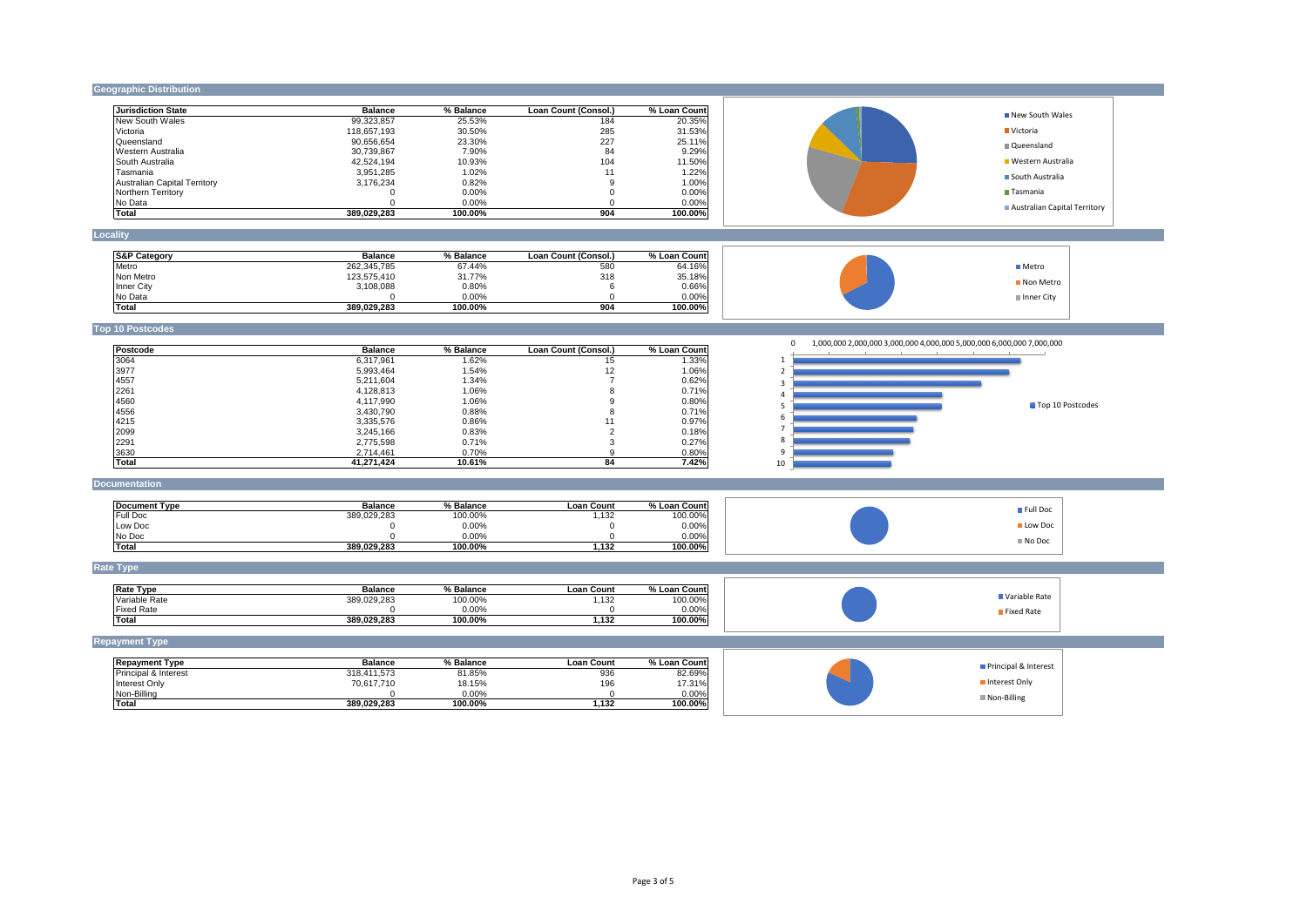## Geographic Distribution

| Jurisdiction State | Balance | % Balance | Loan Count (Consol.) | % Loan Count |
|---|---|---|---|---|
| New South Wales | 99,323,857 | 25.53% | 184 | 20.35% |
| Victoria | 118,657,193 | 30.50% | 285 | 31.53% |
| Queensland | 90,656,654 | 23.30% | 227 | 25.11% |
| Western Australia | 30,739,867 | 7.90% | 84 | 9.29% |
| South Australia | 42,524,194 | 10.93% | 104 | 11.50% |
| Tasmania | 3,951,285 | 1.02% | 11 | 1.22% |
| Australian Capital Territory | 3,176,234 | 0.82% | 9 | 1.00% |
| Northern Territory | 0 | 0.00% | 0 | 0.00% |
| No Data | 0 | 0.00% | 0 | 0.00% |
| **Total** | **389,029,283** | **100.00%** | **904** | **100.00%** |

## Locality

| S&P Category | Balance | % Balance | Loan Count (Consol.) | % Loan Count |
|---|---|---|---|---|
| Metro | 262,345,785 | 67.44% | 580 | 64.16% |
| Non Metro | 123,575,410 | 31.77% | 318 | 35.18% |
| Inner City | 3,108,088 | 0.80% | 6 | 0.66% |
| No Data | 0 | 0.00% | 0 | 0.00% |
| **Total** | **389,029,283** | **100.00%** | **904** | **100.00%** |

## Top 10 Postcodes

| Postcode | Balance | % Balance | Loan Count (Consol.) | % Loan Count |
|---|---|---|---|---|
| 3064 | 6,317,961 | 1.62% | 15 | 1.33% |
| 3977 | 5,993,464 | 1.54% | 12 | 1.06% |
| 4557 | 5,211,604 | 1.34% | 7 | 0.62% |
| 2261 | 4,128,813 | 1.06% | 8 | 0.71% |
| 4560 | 4,117,990 | 1.06% | 9 | 0.80% |
| 4556 | 3,430,790 | 0.88% | 8 | 0.71% |
| 4215 | 3,335,576 | 0.86% | 11 | 0.97% |
| 2099 | 3,245,166 | 0.83% | 2 | 0.18% |
| 2291 | 2,775,598 | 0.71% | 3 | 0.27% |
| 3630 | 2,714,461 | 0.70% | 9 | 0.80% |
| **Total** | **41,271,424** | **10.61%** | **84** | **7.42%** |

## Documentation

| Document Type | Balance | % Balance | Loan Count | % Loan Count |
|---|---|---|---|---|
| Full Doc | 389,029,283 | 100.00% | 1,132 | 100.00% |
| Low Doc | 0 | 0.00% | 0 | 0.00% |
| No Doc | 0 | 0.00% | 0 | 0.00% |
| **Total** | **389,029,283** | **100.00%** | **1,132** | **100.00%** |

## Rate Type

| Rate Type | Balance | % Balance | Loan Count | % Loan Count |
|---|---|---|---|---|
| Variable Rate | 389,029,283 | 100.00% | 1,132 | 100.00% |
| Fixed Rate | 0 | 0.00% | 0 | 0.00% |
| **Total** | **389,029,283** | **100.00%** | **1,132** | **100.00%** |

## Repayment Type

| Repayment Type | Balance | % Balance | Loan Count | % Loan Count |
|---|---|---|---|---|
| Principal & Interest | 318,411,573 | 81.85% | 936 | 82.69% |
| Interest Only | 70,617,710 | 18.15% | 196 | 17.31% |
| Non-Billing | 0 | 0.00% | 0 | 0.00% |
| **Total** | **389,029,283** | **100.00%** | **1,132** | **100.00%** |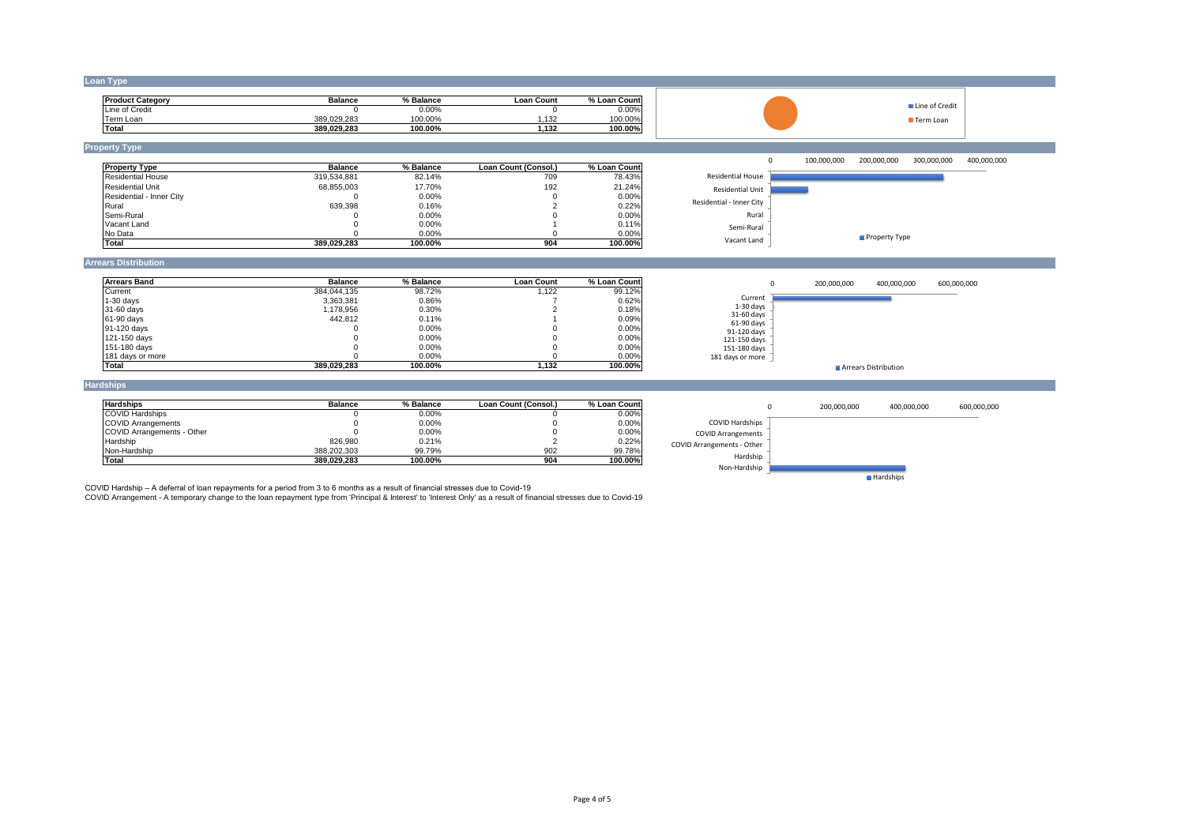## Loan Type

| Product Category | Balance | % Balance | Loan Count | % Loan Count |
|---|---|---|---|---|
| Line of Credit | 0 | 0.00% | 0 | 0.00% |
| Term Loan | 389,029,283 | 100.00% | 1,132 | 100.00% |
| **Total** | **389,029,283** | **100.00%** | **1,132** | **100.00%** |

## Property Type

| Property Type | Balance | % Balance | Loan Count (Consol.) | % Loan Count |
|---|---|---|---|---|
| Residential House | 319,534,881 | 82.14% | 709 | 78.43% |
| Residential Unit | 68,855,003 | 17.70% | 192 | 21.24% |
| Residential - Inner City | 0 | 0.00% | 0 | 0.00% |
| Rural | 639,398 | 0.16% | 2 | 0.22% |
| Semi-Rural | 0 | 0.00% | 0 | 0.00% |
| Vacant Land | 0 | 0.00% | 1 | 0.11% |
| No Data | 0 | 0.00% | 0 | 0.00% |
| **Total** | **389,029,283** | **100.00%** | **904** | **100.00%** |

## Arrears Distribution

| Arrears Band | Balance | % Balance | Loan Count | % Loan Count |
|---|---|---|---|---|
| Current | 384,044,135 | 98.72% | 1,122 | 99.12% |
| 1-30 days | 3,363,381 | 0.86% | 7 | 0.62% |
| 31-60 days | 1,178,956 | 0.30% | 2 | 0.18% |
| 61-90 days | 442,812 | 0.11% | 1 | 0.09% |
| 91-120 days | 0 | 0.00% | 0 | 0.00% |
| 121-150 days | 0 | 0.00% | 0 | 0.00% |
| 151-180 days | 0 | 0.00% | 0 | 0.00% |
| 181 days or more | 0 | 0.00% | 0 | 0.00% |
| **Total** | **389,029,283** | **100.00%** | **1,132** | **100.00%** |

## Hardships

| Hardships | Balance | % Balance | Loan Count (Consol.) | % Loan Count |
|---|---|---|---|---|
| COVID Hardships | 0 | 0.00% | 0 | 0.00% |
| COVID Arrangements | 0 | 0.00% | 0 | 0.00% |
| COVID Arrangements - Other | 0 | 0.00% | 0 | 0.00% |
| Hardship | 826,980 | 0.21% | 2 | 0.22% |
| Non-Hardship | 388,202,303 | 99.79% | 902 | 99.78% |
| **Total** | **389,029,283** | **100.00%** | **904** | **100.00%** |

COVID Hardship – A deferral of loan repayments for a period from 3 to 6 months as a result of financial stresses due to Covid-19

COVID Arrangement - A temporary change to the loan repayment type from 'Principal & Interest' to 'Interest Only' as a result of financial stresses due to Covid-19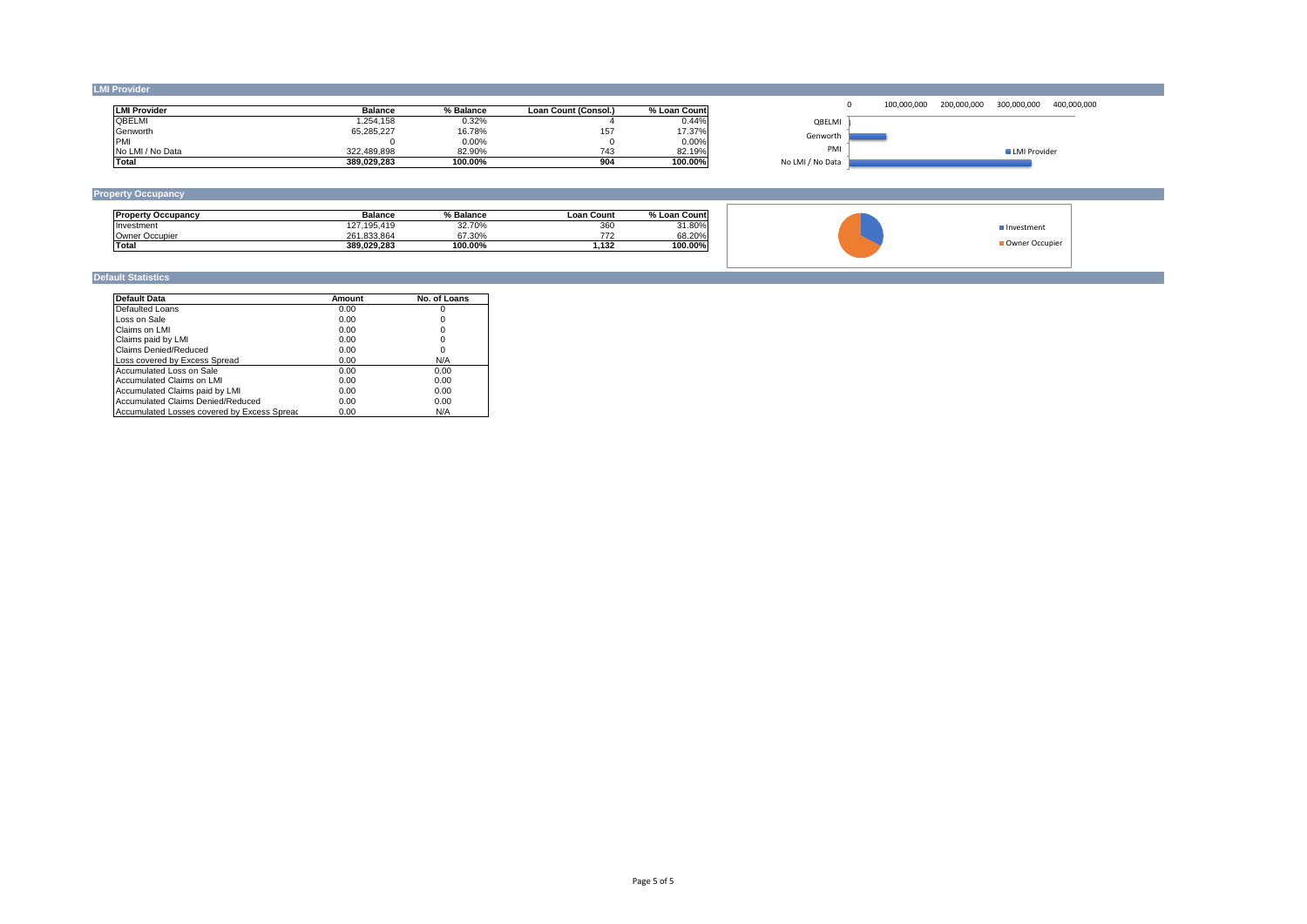## LMI Provider

| LMI Provider | Balance | % Balance | Loan Count (Consol.) | % Loan Count |
|---|---|---|---|---|
| QBELMI | 1,254,158 | 0.32% | 4 | 0.44% |
| Genworth | 65,285,227 | 16.78% | 157 | 17.37% |
| PMI | 0 | 0.00% | 0 | 0.00% |
| No LMI / No Data | 322,489,898 | 82.90% | 743 | 82.19% |
| **Total** | **389,029,283** | **100.00%** | **904** | **100.00%** |

0
100,000,000
200,000,000
300,000,000
400,000,000
QBELMI
Genworth
PMI
No LMI / No Data
LMI Provider

## Property Occupancy

| Property Occupancy | Balance | % Balance | Loan Count | % Loan Count |
|---|---|---|---|---|
| Investment | 127,195,419 | 32.70% | 360 | 31.80% |
| Owner Occupier | 261,833,864 | 67.30% | 772 | 68.20% |
| **Total** | **389,029,283** | **100.00%** | **1,132** | **100.00%** |

Investment
Owner Occupier

## Default Statistics

| Default Data | Amount | No. of Loans |
|---|---|---|
| Defaulted Loans | 0.00 | 0 |
| Loss on Sale | 0.00 | 0 |
| Claims on LMI | 0.00 | 0 |
| Claims paid by LMI | 0.00 | 0 |
| Claims Denied/Reduced | 0.00 | 0 |
| Loss covered by Excess Spread | 0.00 | N/A |
| Accumulated Loss on Sale | 0.00 | 0.00 |
| Accumulated Claims on LMI | 0.00 | 0.00 |
| Accumulated Claims paid by LMI | 0.00 | 0.00 |
| Accumulated Claims Denied/Reduced | 0.00 | 0.00 |
| Accumulated Losses covered by Excess Spreac | 0.00 | N/A |